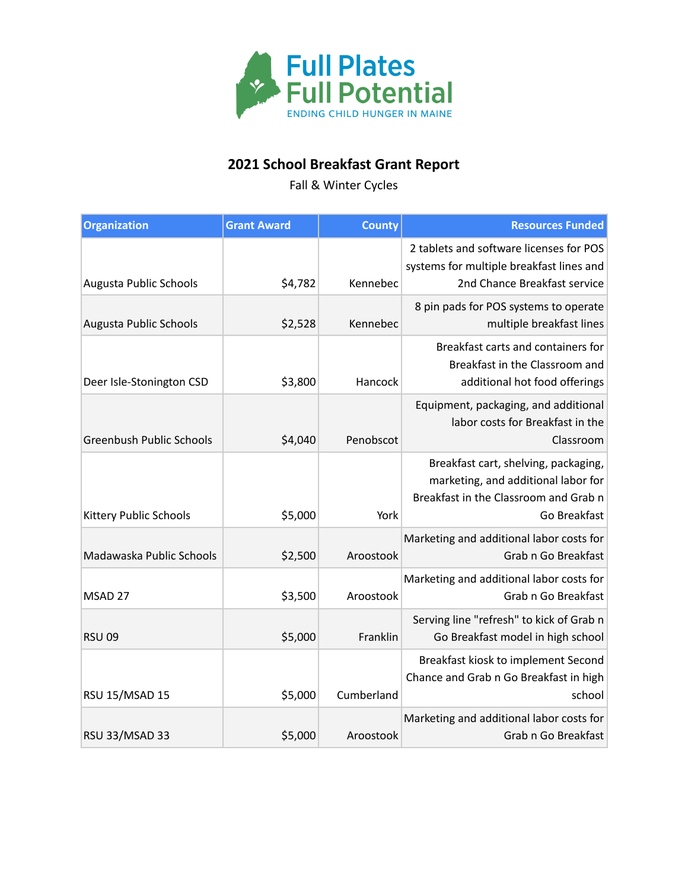Full Plates Full Potential

ENDING CHILD HUNGER IN MAINE

# 2021 School Breakfast Grant Report

Fall & Winter Cycles

| Organization | Grant Award | County | Resources Funded |
|---|---|---|---|
| Augusta Public Schools | $4,782 | Kennebec | 2 tablets and software licenses for POS systems for multiple breakfast lines and 2nd Chance Breakfast service |
| Augusta Public Schools | $2,528 | Kennebec | 8 pin pads for POS systems to operate multiple breakfast lines |
| Deer Isle-Stonington CSD | $3,800 | Hancock | Breakfast carts and containers for Breakfast in the Classroom and additional hot food offerings |
| Greenbush Public Schools | $4,040 | Penobscot | Equipment, packaging, and additional labor costs for Breakfast in the Classroom |
| Kittery Public Schools | $5,000 | York | Breakfast cart, shelving, packaging, marketing, and additional labor for Breakfast in the Classroom and Grab n Go Breakfast |
| Madawaska Public Schools | $2,500 | Aroostook | Marketing and additional labor costs for Grab n Go Breakfast |
| MSAD 27 | $3,500 | Aroostook | Marketing and additional labor costs for Grab n Go Breakfast |
| RSU 09 | $5,000 | Franklin | Serving line "refresh" to kick of Grab n Go Breakfast model in high school |
| RSU 15/MSAD 15 | $5,000 | Cumberland | Breakfast kiosk to implement Second Chance and Grab n Go Breakfast in high school |
| RSU 33/MSAD 33 | $5,000 | Aroostook | Marketing and additional labor costs for Grab n Go Breakfast |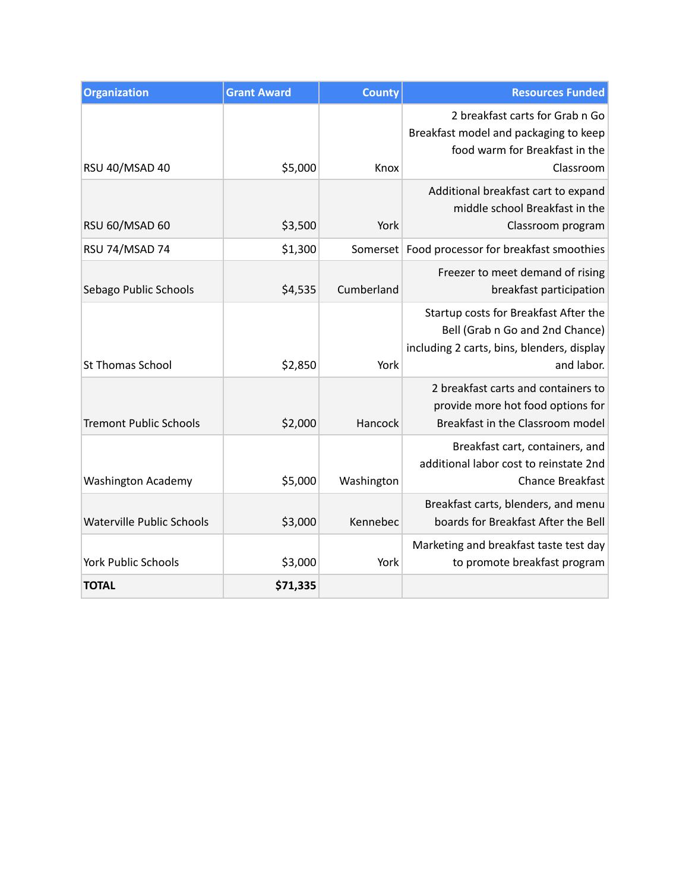| Organization | Grant Award | County | Resources Funded |
|---|---|---|---|
| RSU 40/MSAD 40 | $5,000 | Knox | 2 breakfast carts for Grab n Go Breakfast model and packaging to keep food warm for Breakfast in the Classroom |
| RSU 60/MSAD 60 | $3,500 | York | Additional breakfast cart to expand middle school Breakfast in the Classroom program |
| RSU 74/MSAD 74 | $1,300 | Somerset | Food processor for breakfast smoothies |
| Sebago Public Schools | $4,535 | Cumberland | Freezer to meet demand of rising breakfast participation |
| St Thomas School | $2,850 | York | Startup costs for Breakfast After the Bell (Grab n Go and 2nd Chance) including 2 carts, bins, blenders, display and labor. |
| Tremont Public Schools | $2,000 | Hancock | 2 breakfast carts and containers to provide more hot food options for Breakfast in the Classroom model |
| Washington Academy | $5,000 | Washington | Breakfast cart, containers, and additional labor cost to reinstate 2nd Chance Breakfast |
| Waterville Public Schools | $3,000 | Kennebec | Breakfast carts, blenders, and menu boards for Breakfast After the Bell |
| York Public Schools | $3,000 | York | Marketing and breakfast taste test day to promote breakfast program |
| **TOTAL** | **$71,335** | | |